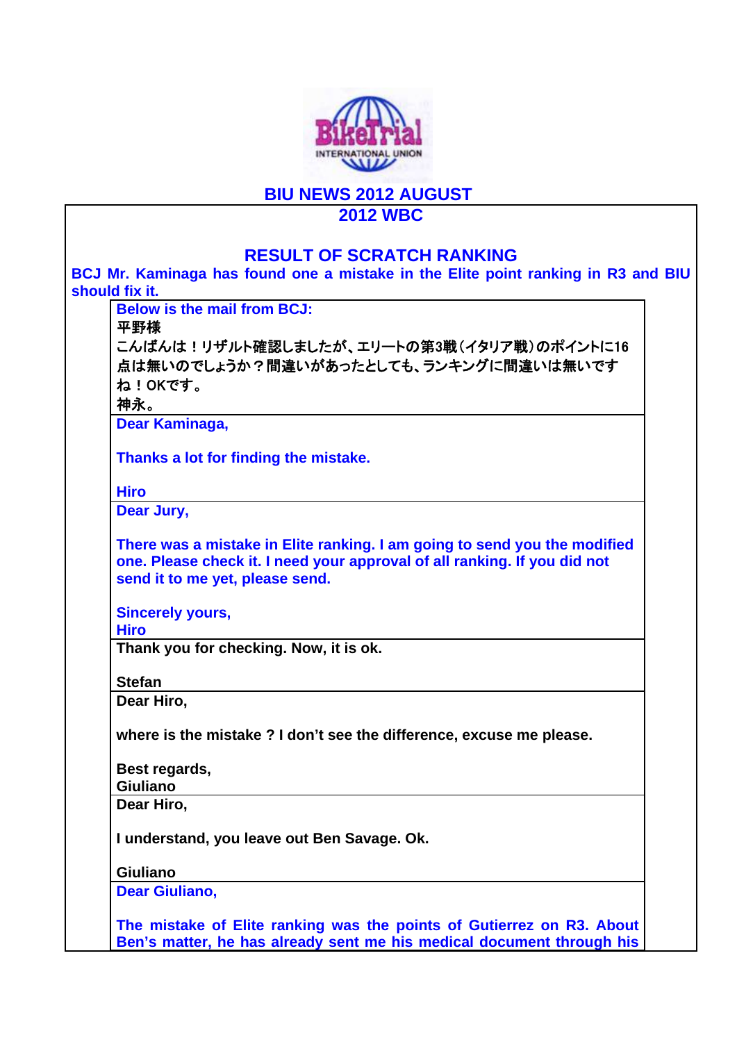# BIU NEWS 2012 AUGUST

## 2012 WBC

### RESULT OF SCRATCH RANKING

**BCJ Mr. Kaminaga has found one a mistake in the Elite point ranking in R3 and BIU should fix it.**

**Below is the mail from BCJ:**

平野様

こんばんは！リザルト確認しましたが、エリートの第3戦（イタリア戦）のポイントに16点は無いのでしょうか？間違いがあったとしても、ランキングに間違いは無いですね！OKです。

神永。

---

**Dear Kaminaga,**

**Thanks a lot for finding the mistake.**

**Hiro**

---

**Dear Jury,**

**There was a mistake in Elite ranking. I am going to send you the modified one. Please check it. I need your approval of all ranking. If you did not send it to me yet, please send.**

**Sincerely yours,**
**Hiro**

---

**Thank you for checking. Now, it is ok.**

**Stefan**

---

**Dear Hiro,**

**where is the mistake ? I don't see the difference, excuse me please.**

**Best regards,**
**Giuliano**

---

**Dear Hiro,**

**I understand, you leave out Ben Savage. Ok.**

**Giuliano**

---

**Dear Giuliano,**

**The mistake of Elite ranking was the points of Gutierrez on R3. About Ben's matter, he has already sent me his medical document through his**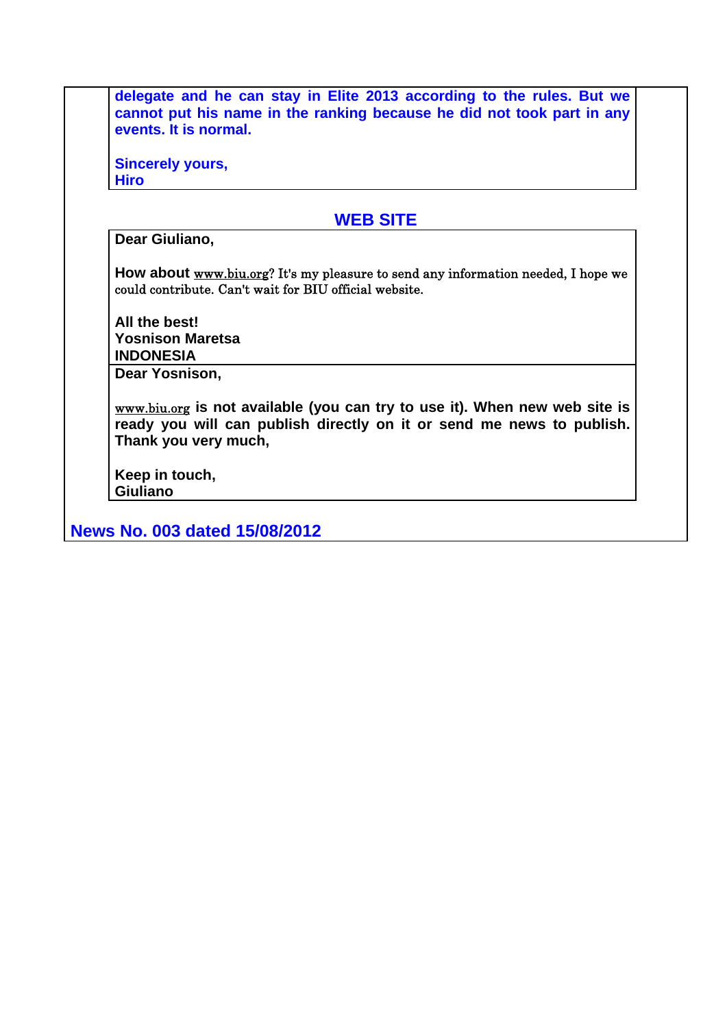**delegate and he can stay in Elite 2013 according to the rules. But we cannot put his name in the ranking because he did not took part in any events. It is normal.**

**Sincerely yours,**
**Hiro**

## WEB SITE

**Dear Giuliano,**

**How about** www.biu.org? It's my pleasure to send any information needed, I hope we could contribute. Can't wait for BIU official website.

**All the best!**
**Yosnison Maretsa**
**INDONESIA**

**Dear Yosnison,**

www.biu.org **is not available (you can try to use it). When new web site is ready you will can publish directly on it or send me news to publish. Thank you very much,**

**Keep in touch,**
**Giuliano**

**News No. 003 dated 15/08/2012**